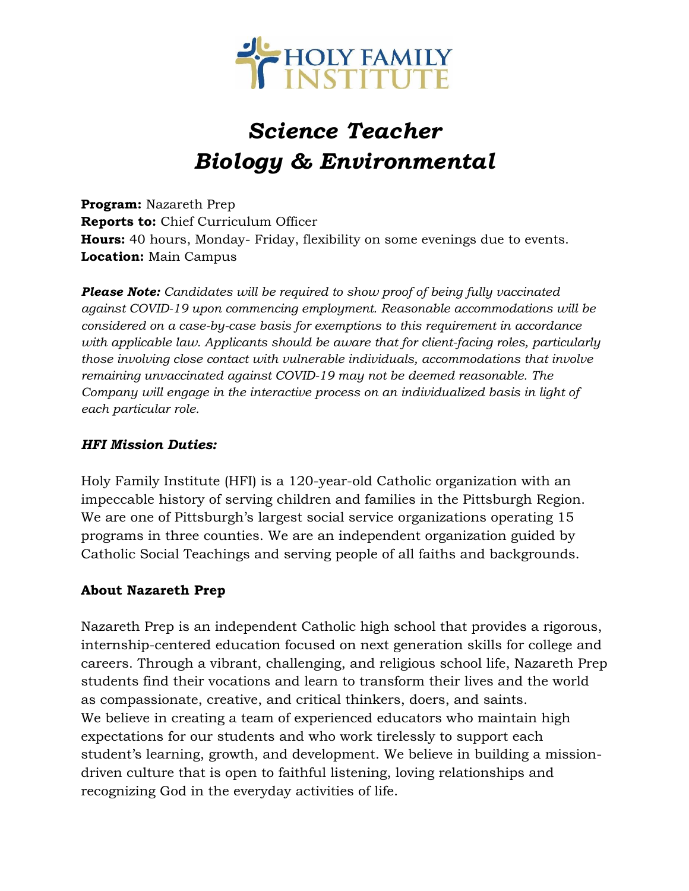# *Science Teacher*
# *Biology & Environmental*

**Program:** Nazareth Prep
**Reports to:** Chief Curriculum Officer
**Hours:** 40 hours, Monday- Friday, flexibility on some evenings due to events.
**Location:** Main Campus

***Please Note:*** *Candidates will be required to show proof of being fully vaccinated against COVID-19 upon commencing employment. Reasonable accommodations will be considered on a case-by-case basis for exemptions to this requirement in accordance with applicable law. Applicants should be aware that for client-facing roles, particularly those involving close contact with vulnerable individuals, accommodations that involve remaining unvaccinated against COVID-19 may not be deemed reasonable. The Company will engage in the interactive process on an individualized basis in light of each particular role.*

### *HFI Mission Duties:*

Holy Family Institute (HFI) is a 120-year-old Catholic organization with an impeccable history of serving children and families in the Pittsburgh Region. We are one of Pittsburgh's largest social service organizations operating 15 programs in three counties. We are an independent organization guided by Catholic Social Teachings and serving people of all faiths and backgrounds.

### About Nazareth Prep

Nazareth Prep is an independent Catholic high school that provides a rigorous, internship-centered education focused on next generation skills for college and careers. Through a vibrant, challenging, and religious school life, Nazareth Prep students find their vocations and learn to transform their lives and the world as compassionate, creative, and critical thinkers, doers, and saints.
We believe in creating a team of experienced educators who maintain high expectations for our students and who work tirelessly to support each student's learning, growth, and development. We believe in building a mission-driven culture that is open to faithful listening, loving relationships and recognizing God in the everyday activities of life.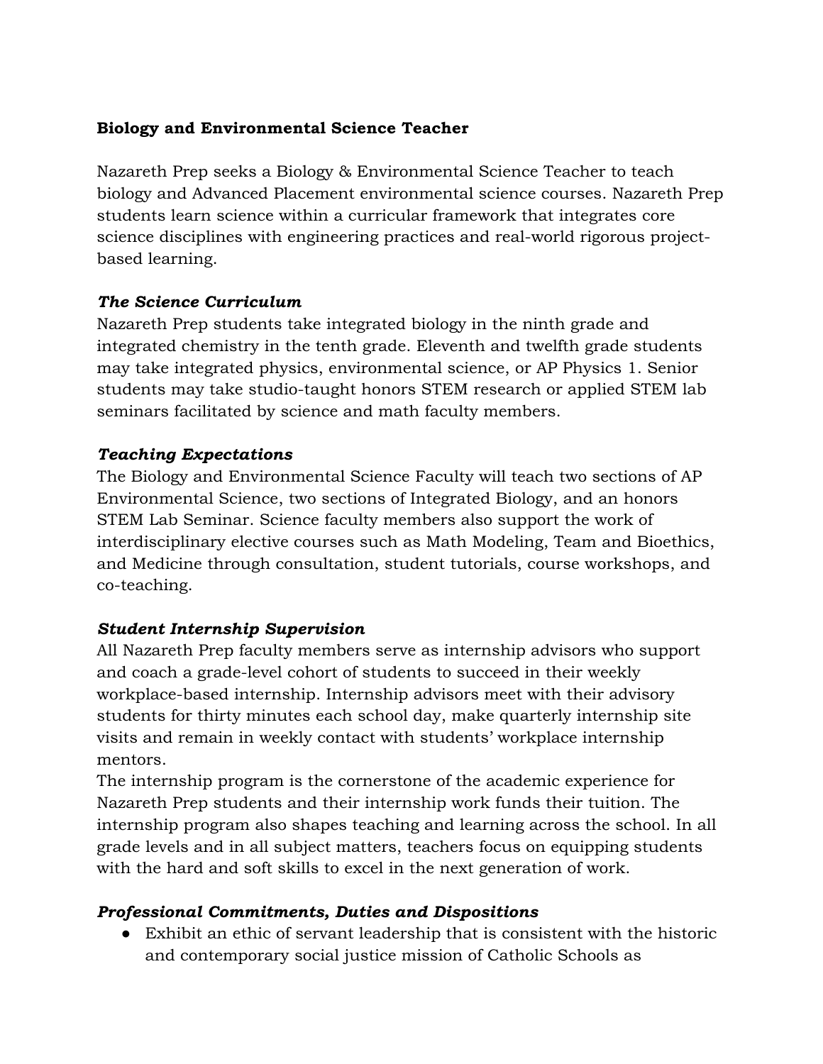**Biology and Environmental Science Teacher**

Nazareth Prep seeks a Biology & Environmental Science Teacher to teach biology and Advanced Placement environmental science courses. Nazareth Prep students learn science within a curricular framework that integrates core science disciplines with engineering practices and real-world rigorous project-based learning.

***The Science Curriculum***

Nazareth Prep students take integrated biology in the ninth grade and integrated chemistry in the tenth grade. Eleventh and twelfth grade students may take integrated physics, environmental science, or AP Physics 1. Senior students may take studio-taught honors STEM research or applied STEM lab seminars facilitated by science and math faculty members.

***Teaching Expectations***

The Biology and Environmental Science Faculty will teach two sections of AP Environmental Science, two sections of Integrated Biology, and an honors STEM Lab Seminar. Science faculty members also support the work of interdisciplinary elective courses such as Math Modeling, Team and Bioethics, and Medicine through consultation, student tutorials, course workshops, and co-teaching.

***Student Internship Supervision***

All Nazareth Prep faculty members serve as internship advisors who support and coach a grade-level cohort of students to succeed in their weekly workplace-based internship. Internship advisors meet with their advisory students for thirty minutes each school day, make quarterly internship site visits and remain in weekly contact with students' workplace internship mentors.

The internship program is the cornerstone of the academic experience for Nazareth Prep students and their internship work funds their tuition. The internship program also shapes teaching and learning across the school. In all grade levels and in all subject matters, teachers focus on equipping students with the hard and soft skills to excel in the next generation of work.

***Professional Commitments, Duties and Dispositions***

- Exhibit an ethic of servant leadership that is consistent with the historic and contemporary social justice mission of Catholic Schools as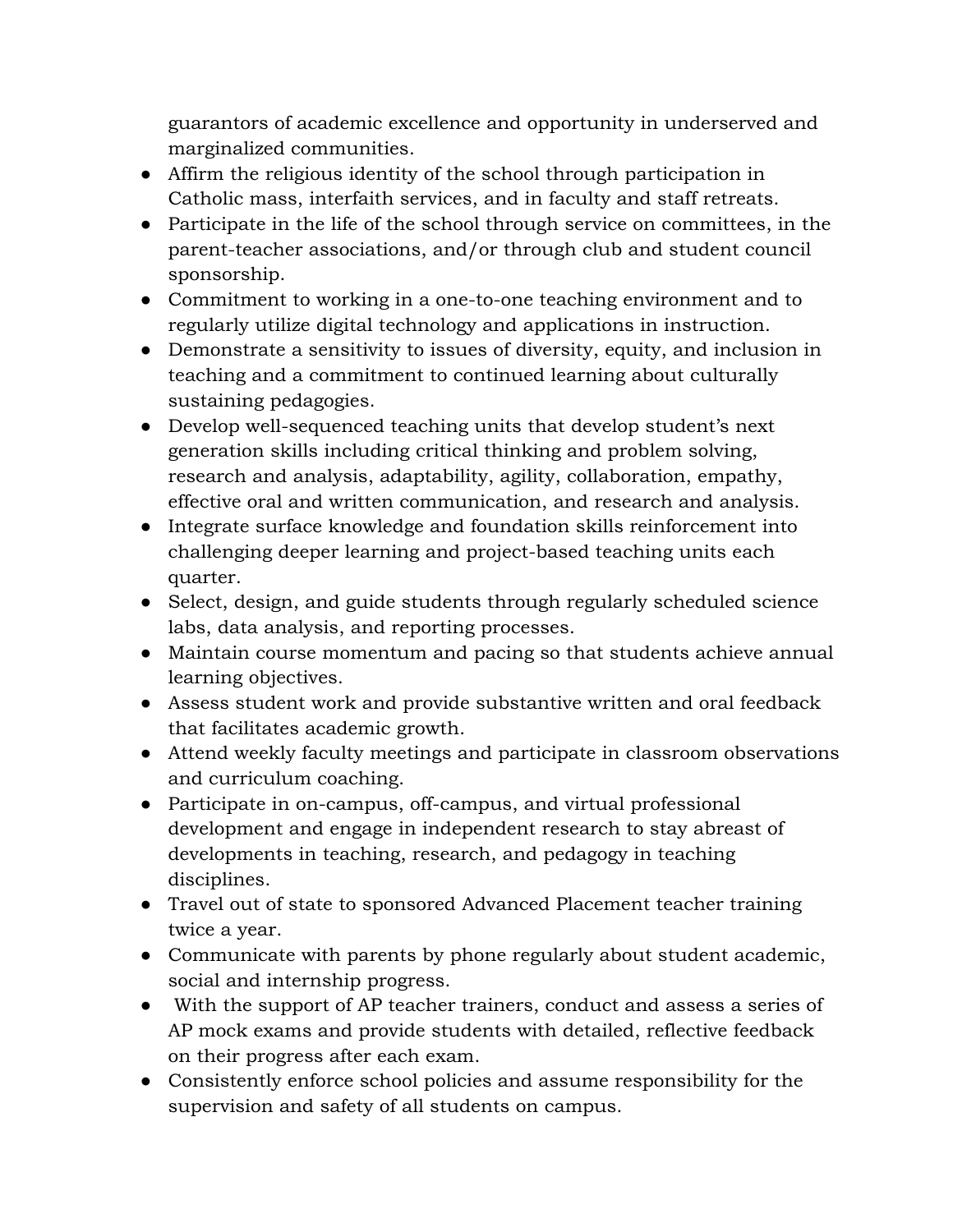guarantors of academic excellence and opportunity in underserved and marginalized communities.

- Affirm the religious identity of the school through participation in Catholic mass, interfaith services, and in faculty and staff retreats.
- Participate in the life of the school through service on committees, in the parent-teacher associations, and/or through club and student council sponsorship.
- Commitment to working in a one-to-one teaching environment and to regularly utilize digital technology and applications in instruction.
- Demonstrate a sensitivity to issues of diversity, equity, and inclusion in teaching and a commitment to continued learning about culturally sustaining pedagogies.
- Develop well-sequenced teaching units that develop student's next generation skills including critical thinking and problem solving, research and analysis, adaptability, agility, collaboration, empathy, effective oral and written communication, and research and analysis.
- Integrate surface knowledge and foundation skills reinforcement into challenging deeper learning and project-based teaching units each quarter.
- Select, design, and guide students through regularly scheduled science labs, data analysis, and reporting processes.
- Maintain course momentum and pacing so that students achieve annual learning objectives.
- Assess student work and provide substantive written and oral feedback that facilitates academic growth.
- Attend weekly faculty meetings and participate in classroom observations and curriculum coaching.
- Participate in on-campus, off-campus, and virtual professional development and engage in independent research to stay abreast of developments in teaching, research, and pedagogy in teaching disciplines.
- Travel out of state to sponsored Advanced Placement teacher training twice a year.
- Communicate with parents by phone regularly about student academic, social and internship progress.
- With the support of AP teacher trainers, conduct and assess a series of AP mock exams and provide students with detailed, reflective feedback on their progress after each exam.
- Consistently enforce school policies and assume responsibility for the supervision and safety of all students on campus.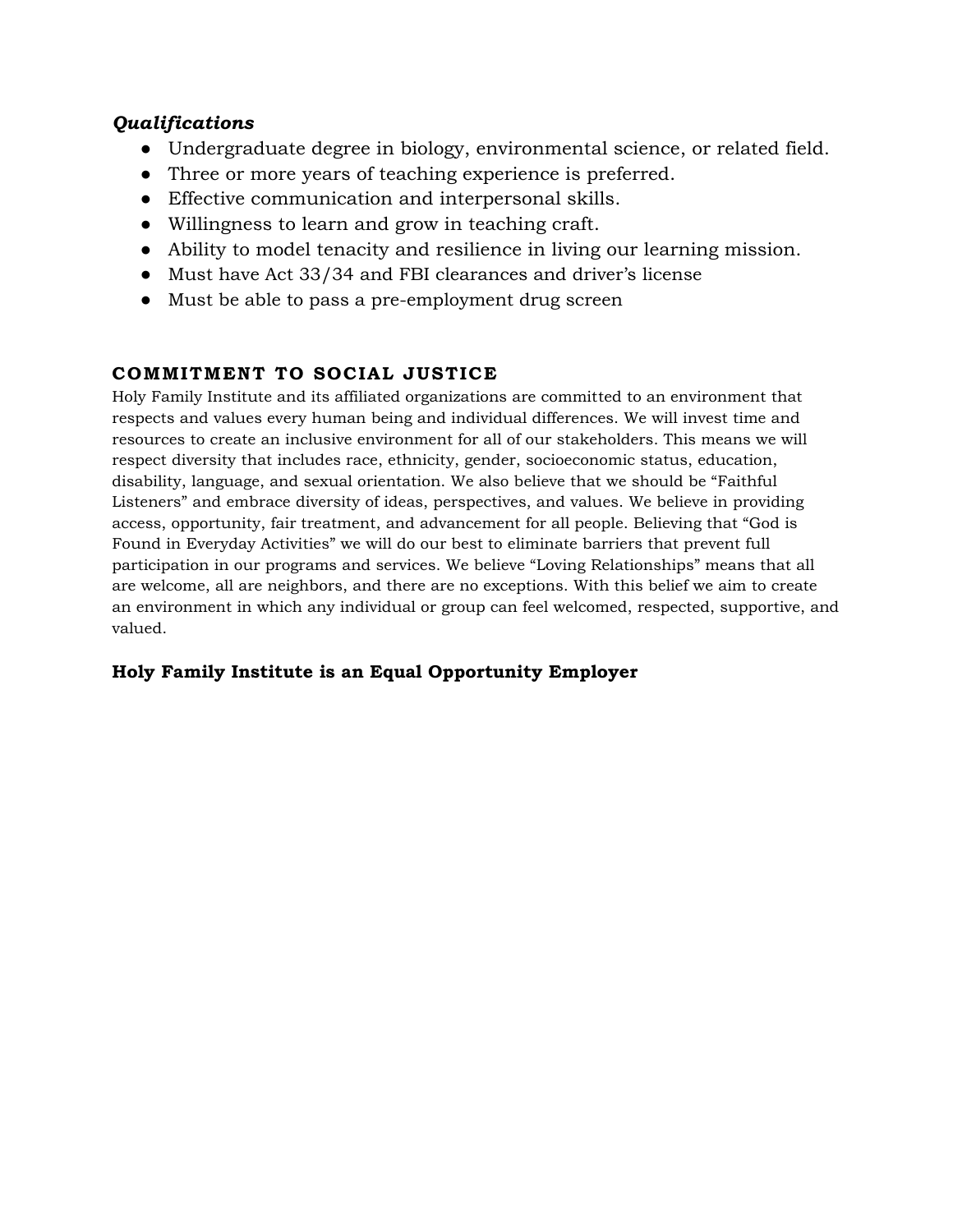### *Qualifications*

- Undergraduate degree in biology, environmental science, or related field.
- Three or more years of teaching experience is preferred.
- Effective communication and interpersonal skills.
- Willingness to learn and grow in teaching craft.
- Ability to model tenacity and resilience in living our learning mission.
- Must have Act 33/34 and FBI clearances and driver's license
- Must be able to pass a pre-employment drug screen

## COMMITMENT TO SOCIAL JUSTICE

Holy Family Institute and its affiliated organizations are committed to an environment that respects and values every human being and individual differences. We will invest time and resources to create an inclusive environment for all of our stakeholders. This means we will respect diversity that includes race, ethnicity, gender, socioeconomic status, education, disability, language, and sexual orientation. We also believe that we should be "Faithful Listeners" and embrace diversity of ideas, perspectives, and values. We believe in providing access, opportunity, fair treatment, and advancement for all people. Believing that "God is Found in Everyday Activities" we will do our best to eliminate barriers that prevent full participation in our programs and services. We believe "Loving Relationships" means that all are welcome, all are neighbors, and there are no exceptions. With this belief we aim to create an environment in which any individual or group can feel welcomed, respected, supportive, and valued.

**Holy Family Institute is an Equal Opportunity Employer**